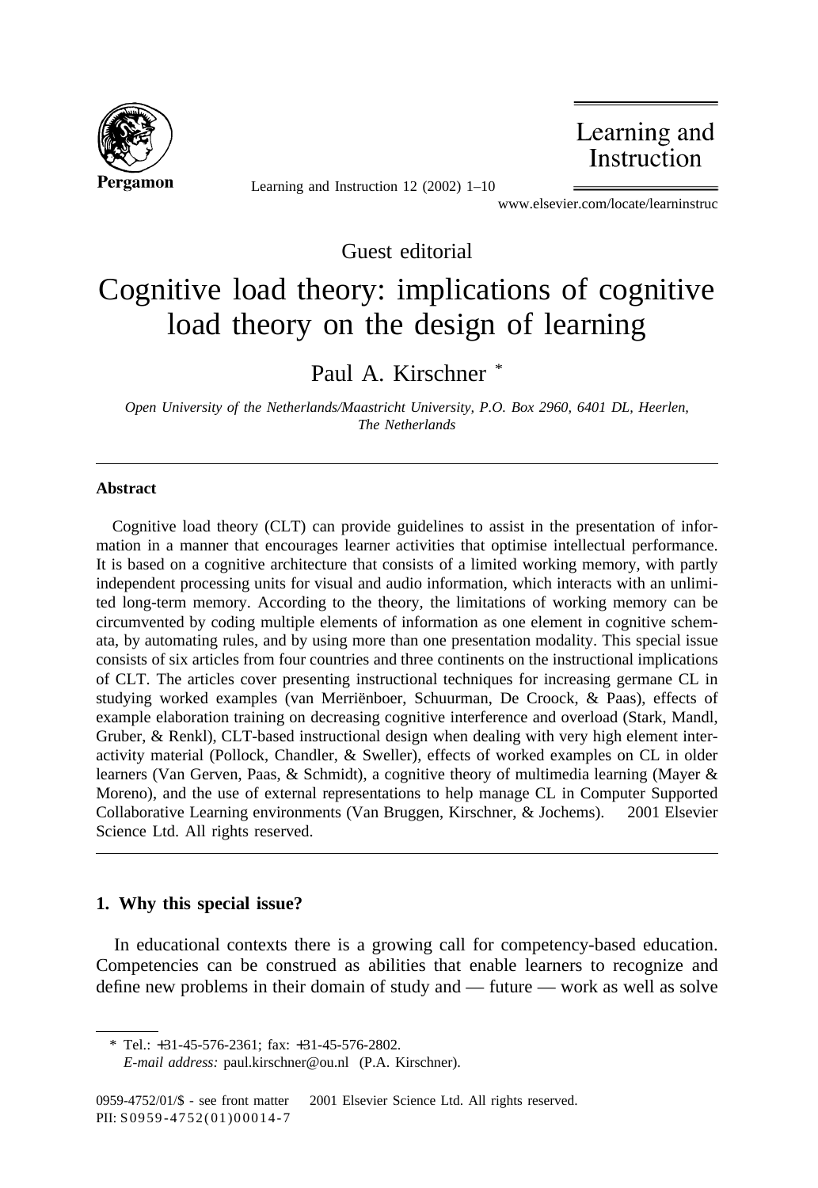Guest editorial

# Cognitive load theory: implications of cognitive load theory on the design of learning

Paul A. Kirschner *

*Open University of the Netherlands/Maastricht University, P.O. Box 2960, 6401 DL, Heerlen, The Netherlands*

---

**Abstract**

Cognitive load theory (CLT) can provide guidelines to assist in the presentation of information in a manner that encourages learner activities that optimise intellectual performance. It is based on a cognitive architecture that consists of a limited working memory, with partly independent processing units for visual and audio information, which interacts with an unlimited long-term memory. According to the theory, the limitations of working memory can be circumvented by coding multiple elements of information as one element in cognitive schemata, by automating rules, and by using more than one presentation modality. This special issue consists of six articles from four countries and three continents on the instructional implications of CLT. The articles cover presenting instructional techniques for increasing germane CL in studying worked examples (van Merriënboer, Schuurman, De Croock, & Paas), effects of example elaboration training on decreasing cognitive interference and overload (Stark, Mandl, Gruber, & Renkl), CLT-based instructional design when dealing with very high element interactivity material (Pollock, Chandler, & Sweller), effects of worked examples on CL in older learners (Van Gerven, Paas, & Schmidt), a cognitive theory of multimedia learning (Mayer & Moreno), and the use of external representations to help manage CL in Computer Supported Collaborative Learning environments (Van Bruggen, Kirschner, & Jochems). 2001 Elsevier Science Ltd. All rights reserved.

---

## 1. Why this special issue?

In educational contexts there is a growing call for competency-based education. Competencies can be construed as abilities that enable learners to recognize and define new problems in their domain of study and — future — work as well as solve

---

* Tel.: +31-45-576-2361; fax: +31-45-576-2802.
*E-mail address:* paul.kirschner@ou.nl (P.A. Kirschner).

0959-4752/01/$ - see front matter 2001 Elsevier Science Ltd. All rights reserved.
PII: S0959-4752(01)00014-7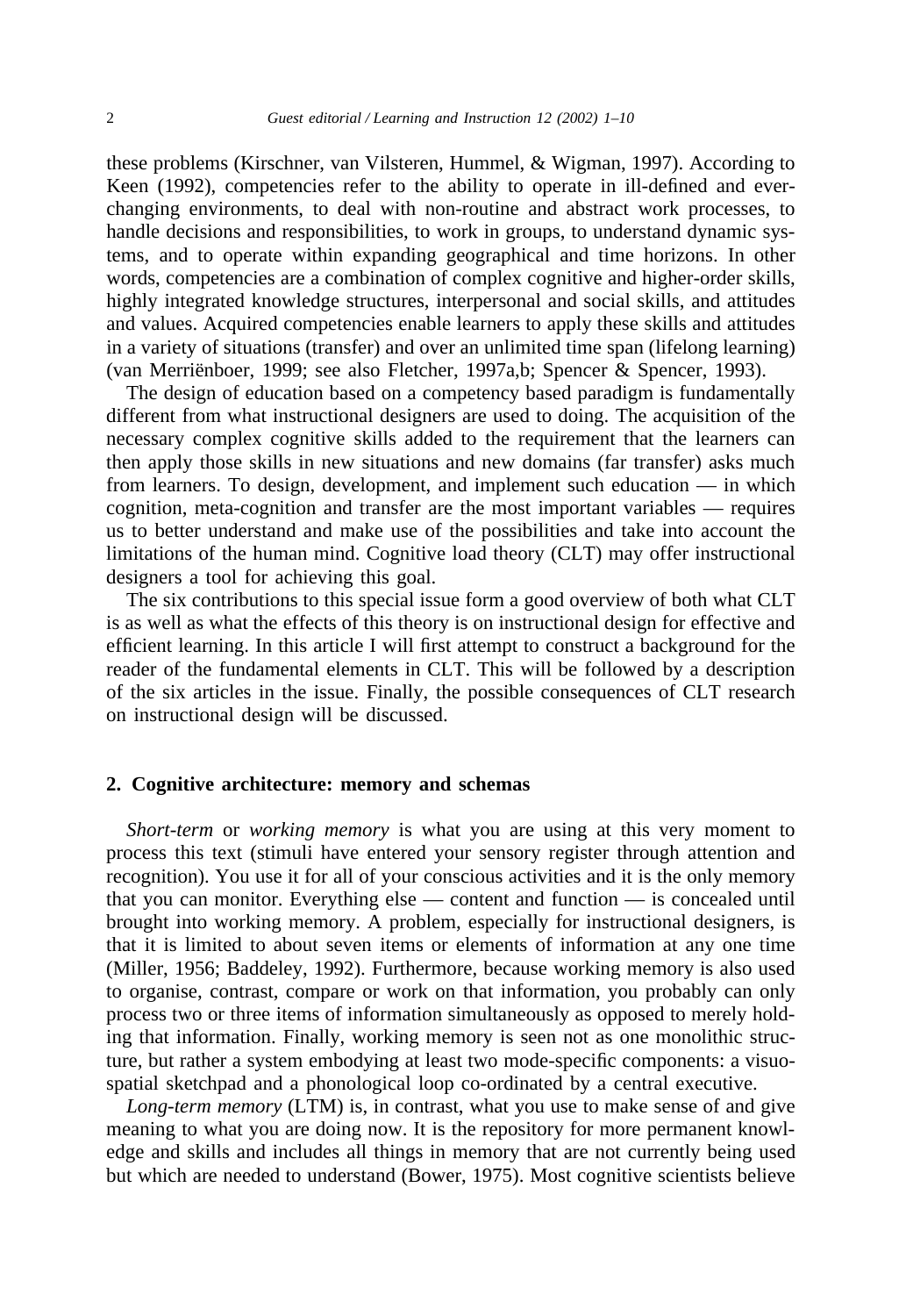these problems (Kirschner, van Vilsteren, Hummel, & Wigman, 1997). According to Keen (1992), competencies refer to the ability to operate in ill-defined and ever-changing environments, to deal with non-routine and abstract work processes, to handle decisions and responsibilities, to work in groups, to understand dynamic systems, and to operate within expanding geographical and time horizons. In other words, competencies are a combination of complex cognitive and higher-order skills, highly integrated knowledge structures, interpersonal and social skills, and attitudes and values. Acquired competencies enable learners to apply these skills and attitudes in a variety of situations (transfer) and over an unlimited time span (lifelong learning) (van Merriënboer, 1999; see also Fletcher, 1997a,b; Spencer & Spencer, 1993).

The design of education based on a competency based paradigm is fundamentally different from what instructional designers are used to doing. The acquisition of the necessary complex cognitive skills added to the requirement that the learners can then apply those skills in new situations and new domains (far transfer) asks much from learners. To design, development, and implement such education — in which cognition, meta-cognition and transfer are the most important variables — requires us to better understand and make use of the possibilities and take into account the limitations of the human mind. Cognitive load theory (CLT) may offer instructional designers a tool for achieving this goal.

The six contributions to this special issue form a good overview of both what CLT is as well as what the effects of this theory is on instructional design for effective and efficient learning. In this article I will first attempt to construct a background for the reader of the fundamental elements in CLT. This will be followed by a description of the six articles in the issue. Finally, the possible consequences of CLT research on instructional design will be discussed.

## 2. Cognitive architecture: memory and schemas

*Short-term* or *working memory* is what you are using at this very moment to process this text (stimuli have entered your sensory register through attention and recognition). You use it for all of your conscious activities and it is the only memory that you can monitor. Everything else — content and function — is concealed until brought into working memory. A problem, especially for instructional designers, is that it is limited to about seven items or elements of information at any one time (Miller, 1956; Baddeley, 1992). Furthermore, because working memory is also used to organise, contrast, compare or work on that information, you probably can only process two or three items of information simultaneously as opposed to merely holding that information. Finally, working memory is seen not as one monolithic structure, but rather a system embodying at least two mode-specific components: a visuo-spatial sketchpad and a phonological loop co-ordinated by a central executive.

*Long-term memory* (LTM) is, in contrast, what you use to make sense of and give meaning to what you are doing now. It is the repository for more permanent knowledge and skills and includes all things in memory that are not currently being used but which are needed to understand (Bower, 1975). Most cognitive scientists believe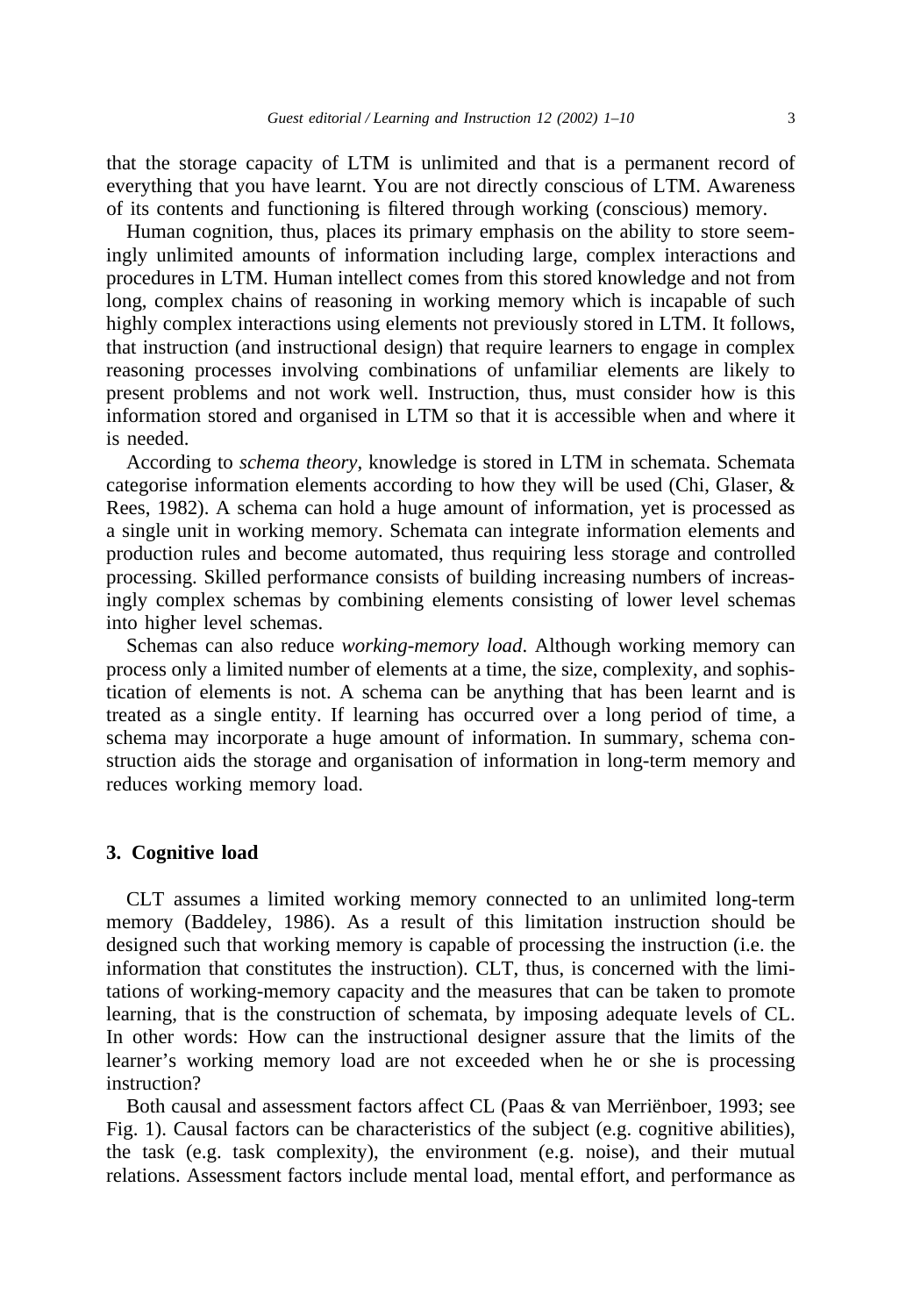that the storage capacity of LTM is unlimited and that is a permanent record of everything that you have learnt. You are not directly conscious of LTM. Awareness of its contents and functioning is filtered through working (conscious) memory.

Human cognition, thus, places its primary emphasis on the ability to store seemingly unlimited amounts of information including large, complex interactions and procedures in LTM. Human intellect comes from this stored knowledge and not from long, complex chains of reasoning in working memory which is incapable of such highly complex interactions using elements not previously stored in LTM. It follows, that instruction (and instructional design) that require learners to engage in complex reasoning processes involving combinations of unfamiliar elements are likely to present problems and not work well. Instruction, thus, must consider how is this information stored and organised in LTM so that it is accessible when and where it is needed.

According to *schema theory*, knowledge is stored in LTM in schemata. Schemata categorise information elements according to how they will be used (Chi, Glaser, & Rees, 1982). A schema can hold a huge amount of information, yet is processed as a single unit in working memory. Schemata can integrate information elements and production rules and become automated, thus requiring less storage and controlled processing. Skilled performance consists of building increasing numbers of increasingly complex schemas by combining elements consisting of lower level schemas into higher level schemas.

Schemas can also reduce *working-memory load*. Although working memory can process only a limited number of elements at a time, the size, complexity, and sophistication of elements is not. A schema can be anything that has been learnt and is treated as a single entity. If learning has occurred over a long period of time, a schema may incorporate a huge amount of information. In summary, schema construction aids the storage and organisation of information in long-term memory and reduces working memory load.

## 3. Cognitive load

CLT assumes a limited working memory connected to an unlimited long-term memory (Baddeley, 1986). As a result of this limitation instruction should be designed such that working memory is capable of processing the instruction (i.e. the information that constitutes the instruction). CLT, thus, is concerned with the limitations of working-memory capacity and the measures that can be taken to promote learning, that is the construction of schemata, by imposing adequate levels of CL. In other words: How can the instructional designer assure that the limits of the learner's working memory load are not exceeded when he or she is processing instruction?

Both causal and assessment factors affect CL (Paas & van Merriënboer, 1993; see Fig. 1). Causal factors can be characteristics of the subject (e.g. cognitive abilities), the task (e.g. task complexity), the environment (e.g. noise), and their mutual relations. Assessment factors include mental load, mental effort, and performance as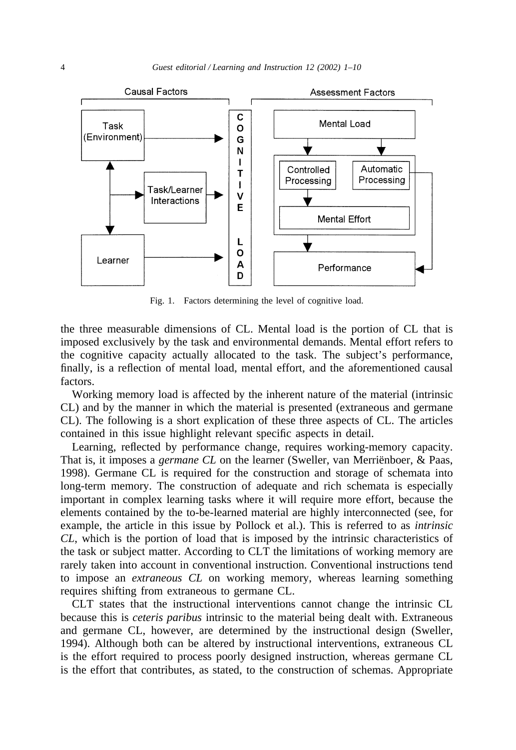Causal Factors

Task (Environment)

Task/Learner Interactions

Learner

COGNITIVE LOAD

Assessment Factors

Mental Load

Controlled Processing

Automatic Processing

Mental Effort

Performance

Fig. 1. Factors determining the level of cognitive load.

the three measurable dimensions of CL. Mental load is the portion of CL that is imposed exclusively by the task and environmental demands. Mental effort refers to the cognitive capacity actually allocated to the task. The subject's performance, finally, is a reflection of mental load, mental effort, and the aforementioned causal factors.

Working memory load is affected by the inherent nature of the material (intrinsic CL) and by the manner in which the material is presented (extraneous and germane CL). The following is a short explication of these three aspects of CL. The articles contained in this issue highlight relevant specific aspects in detail.

Learning, reflected by performance change, requires working-memory capacity. That is, it imposes a *germane CL* on the learner (Sweller, van Merriënboer, & Paas, 1998). Germane CL is required for the construction and storage of schemata into long-term memory. The construction of adequate and rich schemata is especially important in complex learning tasks where it will require more effort, because the elements contained by the to-be-learned material are highly interconnected (see, for example, the article in this issue by Pollock et al.). This is referred to as *intrinsic CL*, which is the portion of load that is imposed by the intrinsic characteristics of the task or subject matter. According to CLT the limitations of working memory are rarely taken into account in conventional instruction. Conventional instructions tend to impose an *extraneous CL* on working memory, whereas learning something requires shifting from extraneous to germane CL.

CLT states that the instructional interventions cannot change the intrinsic CL because this is *ceteris paribus* intrinsic to the material being dealt with. Extraneous and germane CL, however, are determined by the instructional design (Sweller, 1994). Although both can be altered by instructional interventions, extraneous CL is the effort required to process poorly designed instruction, whereas germane CL is the effort that contributes, as stated, to the construction of schemas. Appropriate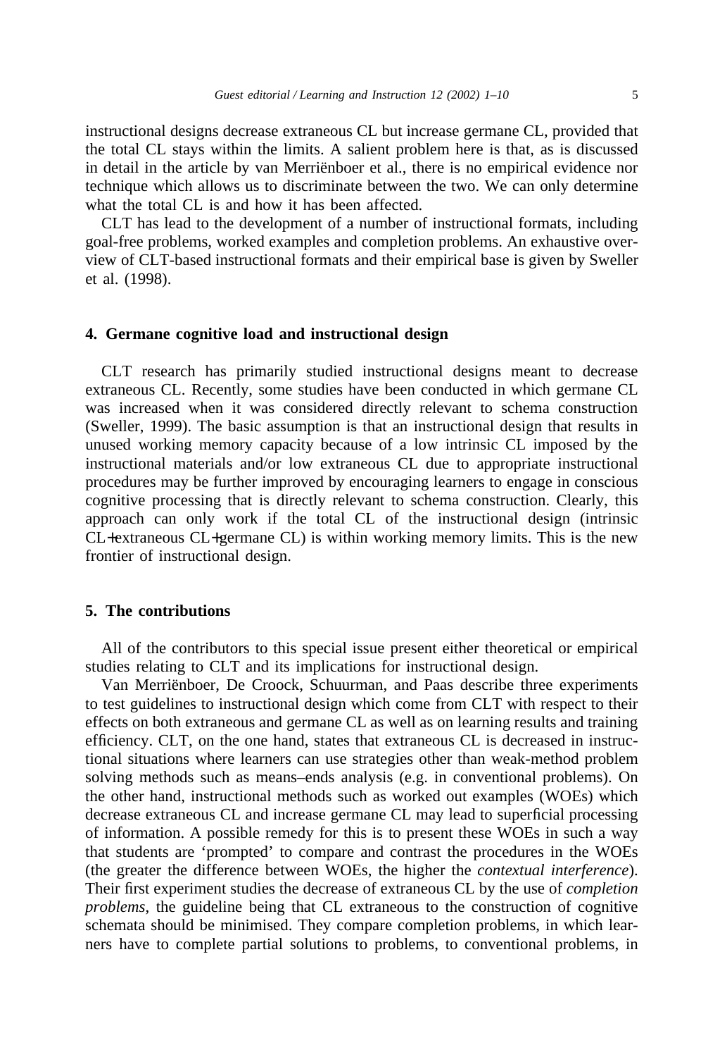instructional designs decrease extraneous CL but increase germane CL, provided that the total CL stays within the limits. A salient problem here is that, as is discussed in detail in the article by van Merriënboer et al., there is no empirical evidence nor technique which allows us to discriminate between the two. We can only determine what the total CL is and how it has been affected.

CLT has lead to the development of a number of instructional formats, including goal-free problems, worked examples and completion problems. An exhaustive overview of CLT-based instructional formats and their empirical base is given by Sweller et al. (1998).

## 4. Germane cognitive load and instructional design

CLT research has primarily studied instructional designs meant to decrease extraneous CL. Recently, some studies have been conducted in which germane CL was increased when it was considered directly relevant to schema construction (Sweller, 1999). The basic assumption is that an instructional design that results in unused working memory capacity because of a low intrinsic CL imposed by the instructional materials and/or low extraneous CL due to appropriate instructional procedures may be further improved by encouraging learners to engage in conscious cognitive processing that is directly relevant to schema construction. Clearly, this approach can only work if the total CL of the instructional design (intrinsic CL+extraneous CL+germane CL) is within working memory limits. This is the new frontier of instructional design.

## 5. The contributions

All of the contributors to this special issue present either theoretical or empirical studies relating to CLT and its implications for instructional design.

Van Merriënboer, De Croock, Schuurman, and Paas describe three experiments to test guidelines to instructional design which come from CLT with respect to their effects on both extraneous and germane CL as well as on learning results and training efficiency. CLT, on the one hand, states that extraneous CL is decreased in instructional situations where learners can use strategies other than weak-method problem solving methods such as means–ends analysis (e.g. in conventional problems). On the other hand, instructional methods such as worked out examples (WOEs) which decrease extraneous CL and increase germane CL may lead to superficial processing of information. A possible remedy for this is to present these WOEs in such a way that students are 'prompted' to compare and contrast the procedures in the WOEs (the greater the difference between WOEs, the higher the *contextual interference*). Their first experiment studies the decrease of extraneous CL by the use of *completion problems*, the guideline being that CL extraneous to the construction of cognitive schemata should be minimised. They compare completion problems, in which learners have to complete partial solutions to problems, to conventional problems, in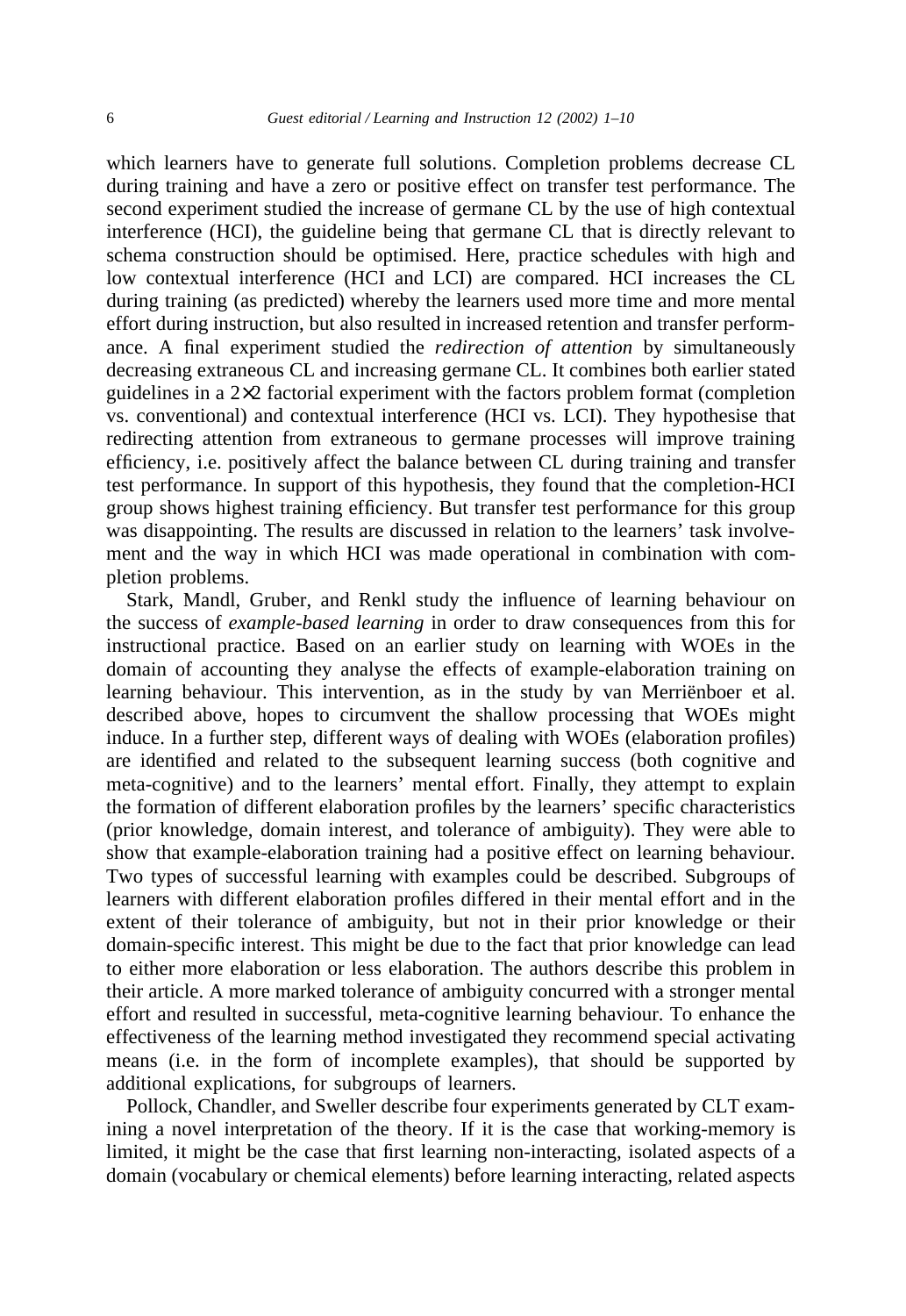which learners have to generate full solutions. Completion problems decrease CL during training and have a zero or positive effect on transfer test performance. The second experiment studied the increase of germane CL by the use of high contextual interference (HCI), the guideline being that germane CL that is directly relevant to schema construction should be optimised. Here, practice schedules with high and low contextual interference (HCI and LCI) are compared. HCI increases the CL during training (as predicted) whereby the learners used more time and more mental effort during instruction, but also resulted in increased retention and transfer performance. A final experiment studied the *redirection of attention* by simultaneously decreasing extraneous CL and increasing germane CL. It combines both earlier stated guidelines in a $2\times2$ factorial experiment with the factors problem format (completion vs. conventional) and contextual interference (HCI vs. LCI). They hypothesise that redirecting attention from extraneous to germane processes will improve training efficiency, i.e. positively affect the balance between CL during training and transfer test performance. In support of this hypothesis, they found that the completion-HCI group shows highest training efficiency. But transfer test performance for this group was disappointing. The results are discussed in relation to the learners' task involvement and the way in which HCI was made operational in combination with completion problems.

Stark, Mandl, Gruber, and Renkl study the influence of learning behaviour on the success of *example-based learning* in order to draw consequences from this for instructional practice. Based on an earlier study on learning with WOEs in the domain of accounting they analyse the effects of example-elaboration training on learning behaviour. This intervention, as in the study by van Merriënboer et al. described above, hopes to circumvent the shallow processing that WOEs might induce. In a further step, different ways of dealing with WOEs (elaboration profiles) are identified and related to the subsequent learning success (both cognitive and meta-cognitive) and to the learners' mental effort. Finally, they attempt to explain the formation of different elaboration profiles by the learners' specific characteristics (prior knowledge, domain interest, and tolerance of ambiguity). They were able to show that example-elaboration training had a positive effect on learning behaviour. Two types of successful learning with examples could be described. Subgroups of learners with different elaboration profiles differed in their mental effort and in the extent of their tolerance of ambiguity, but not in their prior knowledge or their domain-specific interest. This might be due to the fact that prior knowledge can lead to either more elaboration or less elaboration. The authors describe this problem in their article. A more marked tolerance of ambiguity concurred with a stronger mental effort and resulted in successful, meta-cognitive learning behaviour. To enhance the effectiveness of the learning method investigated they recommend special activating means (i.e. in the form of incomplete examples), that should be supported by additional explications, for subgroups of learners.

Pollock, Chandler, and Sweller describe four experiments generated by CLT examining a novel interpretation of the theory. If it is the case that working-memory is limited, it might be the case that first learning non-interacting, isolated aspects of a domain (vocabulary or chemical elements) before learning interacting, related aspects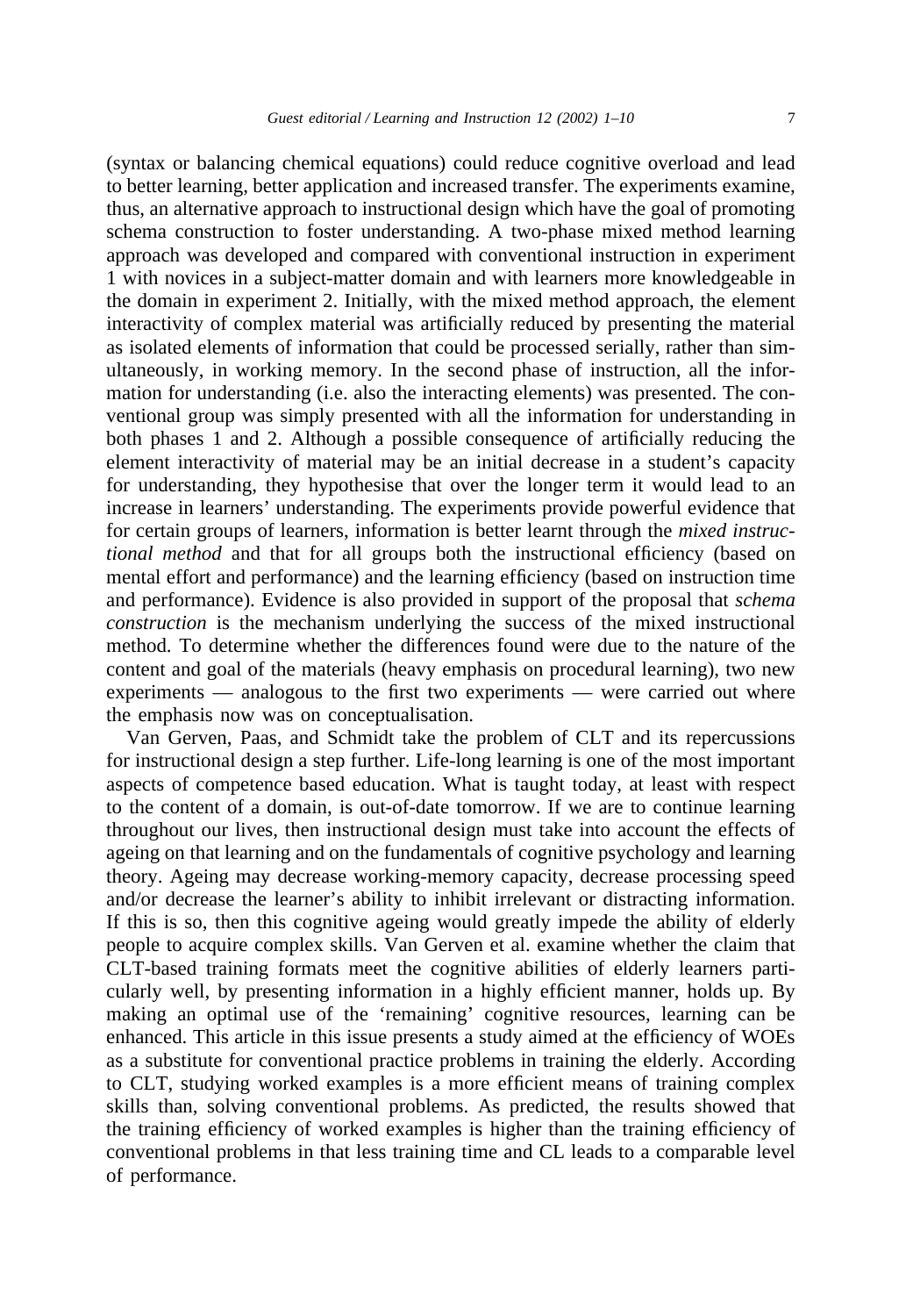(syntax or balancing chemical equations) could reduce cognitive overload and lead to better learning, better application and increased transfer. The experiments examine, thus, an alternative approach to instructional design which have the goal of promoting schema construction to foster understanding. A two-phase mixed method learning approach was developed and compared with conventional instruction in experiment 1 with novices in a subject-matter domain and with learners more knowledgeable in the domain in experiment 2. Initially, with the mixed method approach, the element interactivity of complex material was artificially reduced by presenting the material as isolated elements of information that could be processed serially, rather than simultaneously, in working memory. In the second phase of instruction, all the information for understanding (i.e. also the interacting elements) was presented. The conventional group was simply presented with all the information for understanding in both phases 1 and 2. Although a possible consequence of artificially reducing the element interactivity of material may be an initial decrease in a student's capacity for understanding, they hypothesise that over the longer term it would lead to an increase in learners' understanding. The experiments provide powerful evidence that for certain groups of learners, information is better learnt through the *mixed instructional method* and that for all groups both the instructional efficiency (based on mental effort and performance) and the learning efficiency (based on instruction time and performance). Evidence is also provided in support of the proposal that *schema construction* is the mechanism underlying the success of the mixed instructional method. To determine whether the differences found were due to the nature of the content and goal of the materials (heavy emphasis on procedural learning), two new experiments — analogous to the first two experiments — were carried out where the emphasis now was on conceptualisation.

Van Gerven, Paas, and Schmidt take the problem of CLT and its repercussions for instructional design a step further. Life-long learning is one of the most important aspects of competence based education. What is taught today, at least with respect to the content of a domain, is out-of-date tomorrow. If we are to continue learning throughout our lives, then instructional design must take into account the effects of ageing on that learning and on the fundamentals of cognitive psychology and learning theory. Ageing may decrease working-memory capacity, decrease processing speed and/or decrease the learner's ability to inhibit irrelevant or distracting information. If this is so, then this cognitive ageing would greatly impede the ability of elderly people to acquire complex skills. Van Gerven et al. examine whether the claim that CLT-based training formats meet the cognitive abilities of elderly learners particularly well, by presenting information in a highly efficient manner, holds up. By making an optimal use of the 'remaining' cognitive resources, learning can be enhanced. This article in this issue presents a study aimed at the efficiency of WOEs as a substitute for conventional practice problems in training the elderly. According to CLT, studying worked examples is a more efficient means of training complex skills than, solving conventional problems. As predicted, the results showed that the training efficiency of worked examples is higher than the training efficiency of conventional problems in that less training time and CL leads to a comparable level of performance.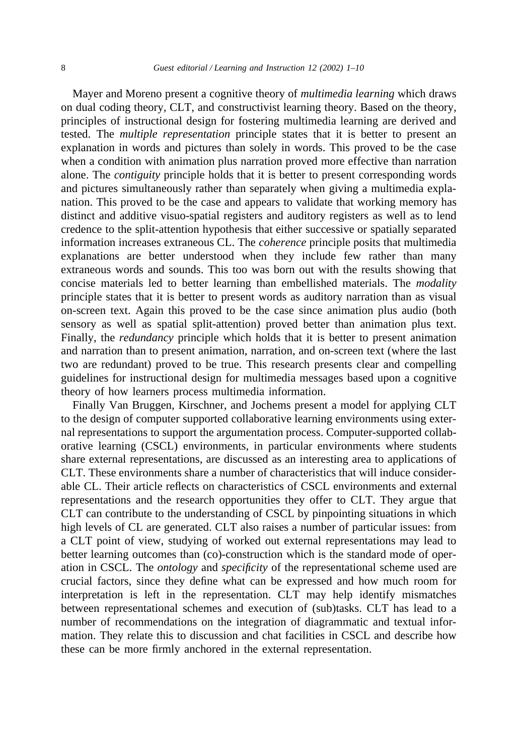Mayer and Moreno present a cognitive theory of *multimedia learning* which draws on dual coding theory, CLT, and constructivist learning theory. Based on the theory, principles of instructional design for fostering multimedia learning are derived and tested. The *multiple representation* principle states that it is better to present an explanation in words and pictures than solely in words. This proved to be the case when a condition with animation plus narration proved more effective than narration alone. The *contiguity* principle holds that it is better to present corresponding words and pictures simultaneously rather than separately when giving a multimedia explanation. This proved to be the case and appears to validate that working memory has distinct and additive visuo-spatial registers and auditory registers as well as to lend credence to the split-attention hypothesis that either successive or spatially separated information increases extraneous CL. The *coherence* principle posits that multimedia explanations are better understood when they include few rather than many extraneous words and sounds. This too was born out with the results showing that concise materials led to better learning than embellished materials. The *modality* principle states that it is better to present words as auditory narration than as visual on-screen text. Again this proved to be the case since animation plus audio (both sensory as well as spatial split-attention) proved better than animation plus text. Finally, the *redundancy* principle which holds that it is better to present animation and narration than to present animation, narration, and on-screen text (where the last two are redundant) proved to be true. This research presents clear and compelling guidelines for instructional design for multimedia messages based upon a cognitive theory of how learners process multimedia information.

Finally Van Bruggen, Kirschner, and Jochems present a model for applying CLT to the design of computer supported collaborative learning environments using external representations to support the argumentation process. Computer-supported collaborative learning (CSCL) environments, in particular environments where students share external representations, are discussed as an interesting area to applications of CLT. These environments share a number of characteristics that will induce considerable CL. Their article reflects on characteristics of CSCL environments and external representations and the research opportunities they offer to CLT. They argue that CLT can contribute to the understanding of CSCL by pinpointing situations in which high levels of CL are generated. CLT also raises a number of particular issues: from a CLT point of view, studying of worked out external representations may lead to better learning outcomes than (co)-construction which is the standard mode of operation in CSCL. The *ontology* and *specificity* of the representational scheme used are crucial factors, since they define what can be expressed and how much room for interpretation is left in the representation. CLT may help identify mismatches between representational schemes and execution of (sub)tasks. CLT has lead to a number of recommendations on the integration of diagrammatic and textual information. They relate this to discussion and chat facilities in CSCL and describe how these can be more firmly anchored in the external representation.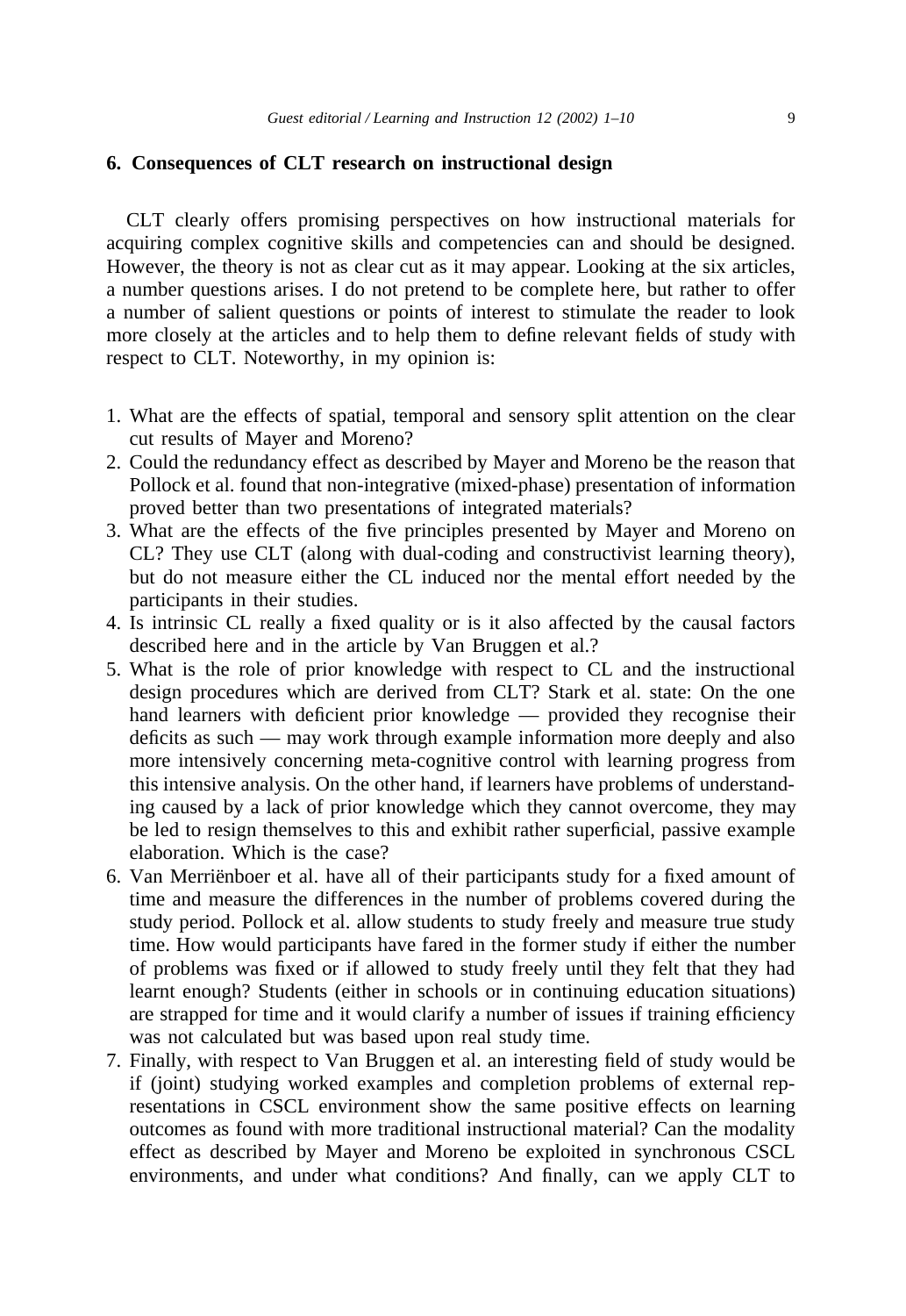## 6. Consequences of CLT research on instructional design

CLT clearly offers promising perspectives on how instructional materials for acquiring complex cognitive skills and competencies can and should be designed. However, the theory is not as clear cut as it may appear. Looking at the six articles, a number questions arises. I do not pretend to be complete here, but rather to offer a number of salient questions or points of interest to stimulate the reader to look more closely at the articles and to help them to define relevant fields of study with respect to CLT. Noteworthy, in my opinion is:

1. What are the effects of spatial, temporal and sensory split attention on the clear cut results of Mayer and Moreno?
2. Could the redundancy effect as described by Mayer and Moreno be the reason that Pollock et al. found that non-integrative (mixed-phase) presentation of information proved better than two presentations of integrated materials?
3. What are the effects of the five principles presented by Mayer and Moreno on CL? They use CLT (along with dual-coding and constructivist learning theory), but do not measure either the CL induced nor the mental effort needed by the participants in their studies.
4. Is intrinsic CL really a fixed quality or is it also affected by the causal factors described here and in the article by Van Bruggen et al.?
5. What is the role of prior knowledge with respect to CL and the instructional design procedures which are derived from CLT? Stark et al. state: On the one hand learners with deficient prior knowledge — provided they recognise their deficits as such — may work through example information more deeply and also more intensively concerning meta-cognitive control with learning progress from this intensive analysis. On the other hand, if learners have problems of understanding caused by a lack of prior knowledge which they cannot overcome, they may be led to resign themselves to this and exhibit rather superficial, passive example elaboration. Which is the case?
6. Van Merriënboer et al. have all of their participants study for a fixed amount of time and measure the differences in the number of problems covered during the study period. Pollock et al. allow students to study freely and measure true study time. How would participants have fared in the former study if either the number of problems was fixed or if allowed to study freely until they felt that they had learnt enough? Students (either in schools or in continuing education situations) are strapped for time and it would clarify a number of issues if training efficiency was not calculated but was based upon real study time.
7. Finally, with respect to Van Bruggen et al. an interesting field of study would be if (joint) studying worked examples and completion problems of external representations in CSCL environment show the same positive effects on learning outcomes as found with more traditional instructional material? Can the modality effect as described by Mayer and Moreno be exploited in synchronous CSCL environments, and under what conditions? And finally, can we apply CLT to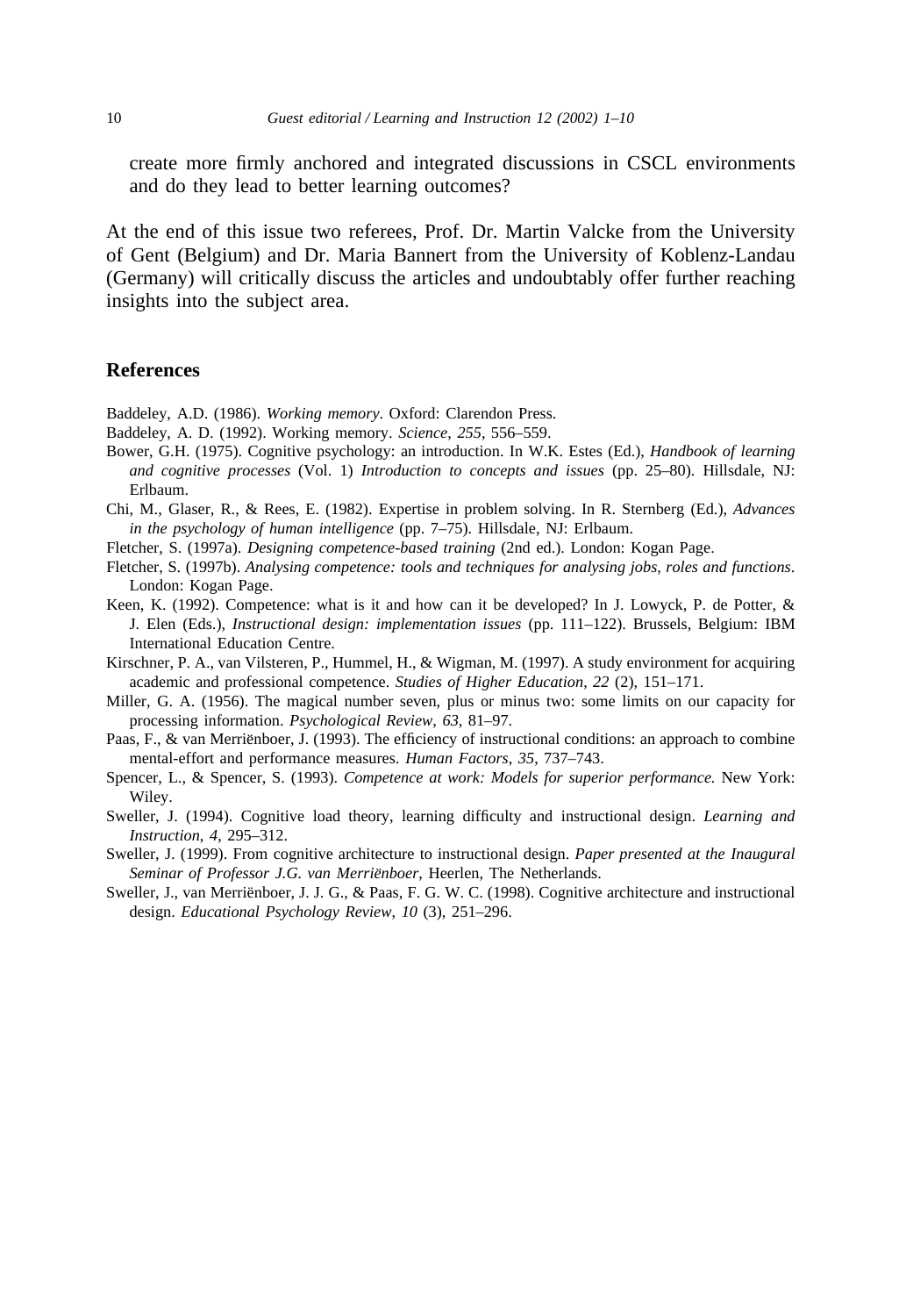create more firmly anchored and integrated discussions in CSCL environments and do they lead to better learning outcomes?

At the end of this issue two referees, Prof. Dr. Martin Valcke from the University of Gent (Belgium) and Dr. Maria Bannert from the University of Koblenz-Landau (Germany) will critically discuss the articles and undoubtably offer further reaching insights into the subject area.

## References

Baddeley, A.D. (1986). *Working memory*. Oxford: Clarendon Press.

Baddeley, A. D. (1992). Working memory. *Science*, *255*, 556–559.

Bower, G.H. (1975). Cognitive psychology: an introduction. In W.K. Estes (Ed.), *Handbook of learning and cognitive processes* (Vol. 1) *Introduction to concepts and issues* (pp. 25–80). Hillsdale, NJ: Erlbaum.

Chi, M., Glaser, R., & Rees, E. (1982). Expertise in problem solving. In R. Sternberg (Ed.), *Advances in the psychology of human intelligence* (pp. 7–75). Hillsdale, NJ: Erlbaum.

Fletcher, S. (1997a). *Designing competence-based training* (2nd ed.). London: Kogan Page.

Fletcher, S. (1997b). *Analysing competence: tools and techniques for analysing jobs, roles and functions*. London: Kogan Page.

Keen, K. (1992). Competence: what is it and how can it be developed? In J. Lowyck, P. de Potter, & J. Elen (Eds.), *Instructional design: implementation issues* (pp. 111–122). Brussels, Belgium: IBM International Education Centre.

Kirschner, P. A., van Vilsteren, P., Hummel, H., & Wigman, M. (1997). A study environment for acquiring academic and professional competence. *Studies of Higher Education*, *22* (2), 151–171.

Miller, G. A. (1956). The magical number seven, plus or minus two: some limits on our capacity for processing information. *Psychological Review*, *63*, 81–97.

Paas, F., & van Merriënboer, J. (1993). The efficiency of instructional conditions: an approach to combine mental-effort and performance measures. *Human Factors*, *35*, 737–743.

Spencer, L., & Spencer, S. (1993). *Competence at work: Models for superior performance.* New York: Wiley.

Sweller, J. (1994). Cognitive load theory, learning difficulty and instructional design. *Learning and Instruction*, *4*, 295–312.

Sweller, J. (1999). From cognitive architecture to instructional design. *Paper presented at the Inaugural Seminar of Professor J.G. van Merriënboer*, Heerlen, The Netherlands.

Sweller, J., van Merriënboer, J. J. G., & Paas, F. G. W. C. (1998). Cognitive architecture and instructional design. *Educational Psychology Review*, *10* (3), 251–296.